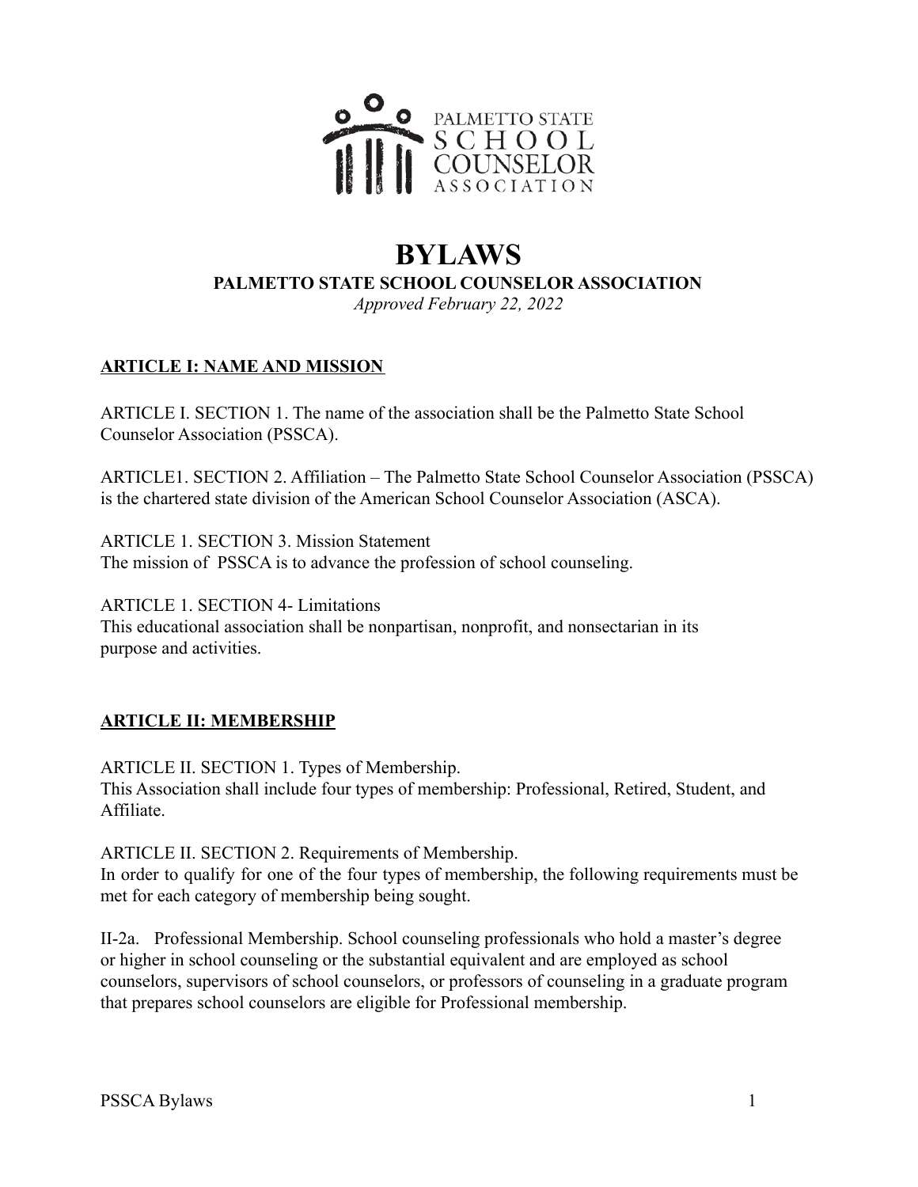PALMETTO STATE SCHOOL COUNSELOR ASSOCIATION

# BYLAWS

**PALMETTO STATE SCHOOL COUNSELOR ASSOCIATION**

*Approved February 22, 2022*

## ARTICLE I: NAME AND MISSION

ARTICLE I. SECTION 1. The name of the association shall be the Palmetto State School Counselor Association (PSSCA).

ARTICLE1. SECTION 2. Affiliation – The Palmetto State School Counselor Association (PSSCA) is the chartered state division of the American School Counselor Association (ASCA).

ARTICLE 1. SECTION 3. Mission Statement
The mission of PSSCA is to advance the profession of school counseling.

ARTICLE 1. SECTION 4- Limitations
This educational association shall be nonpartisan, nonprofit, and nonsectarian in its purpose and activities.

## ARTICLE II: MEMBERSHIP

ARTICLE II. SECTION 1. Types of Membership.
This Association shall include four types of membership: Professional, Retired, Student, and Affiliate.

ARTICLE II. SECTION 2. Requirements of Membership.
In order to qualify for one of the four types of membership, the following requirements must be met for each category of membership being sought.

II-2a. Professional Membership. School counseling professionals who hold a master's degree or higher in school counseling or the substantial equivalent and are employed as school counselors, supervisors of school counselors, or professors of counseling in a graduate program that prepares school counselors are eligible for Professional membership.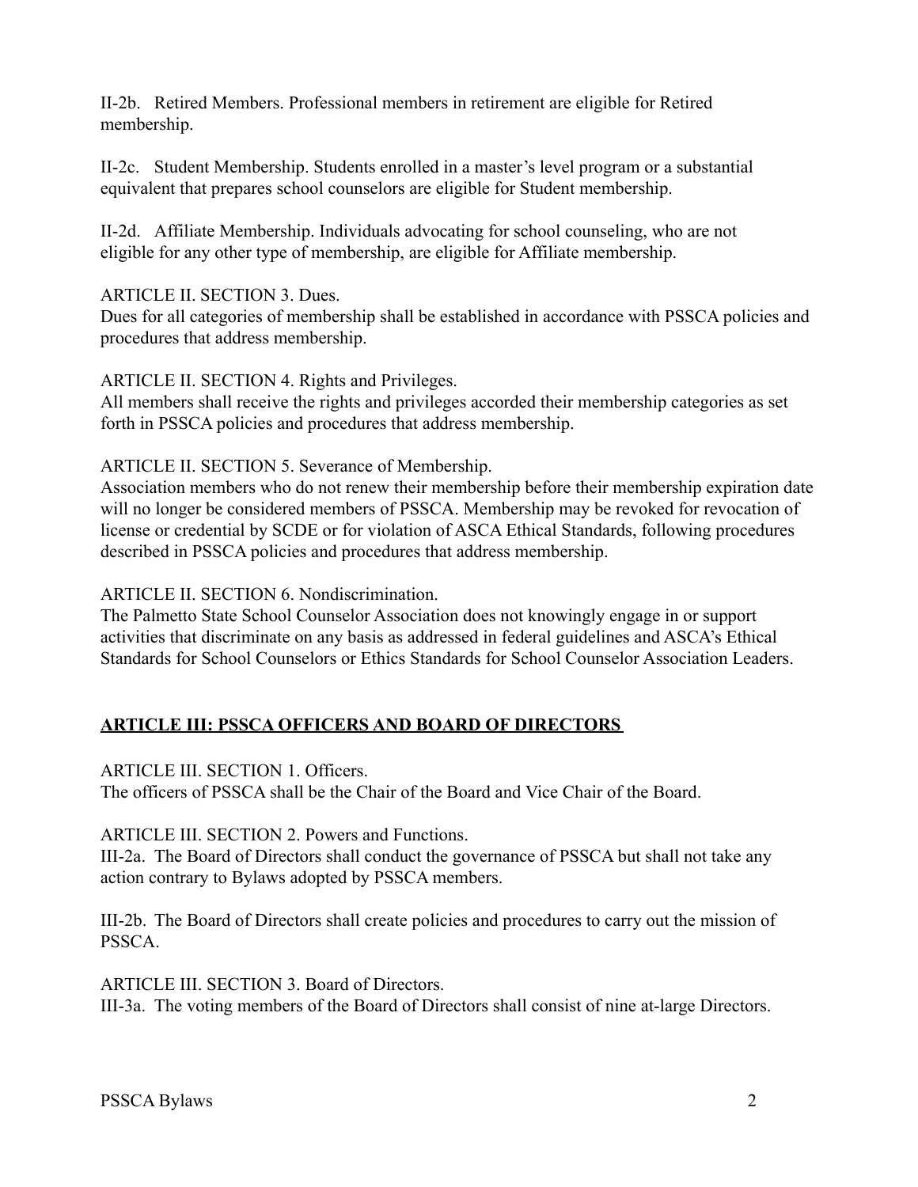II-2b. Retired Members. Professional members in retirement are eligible for Retired membership.

II-2c. Student Membership. Students enrolled in a master's level program or a substantial equivalent that prepares school counselors are eligible for Student membership.

II-2d. Affiliate Membership. Individuals advocating for school counseling, who are not eligible for any other type of membership, are eligible for Affiliate membership.

ARTICLE II. SECTION 3. Dues.
Dues for all categories of membership shall be established in accordance with PSSCA policies and procedures that address membership.

ARTICLE II. SECTION 4. Rights and Privileges.
All members shall receive the rights and privileges accorded their membership categories as set forth in PSSCA policies and procedures that address membership.

ARTICLE II. SECTION 5. Severance of Membership.
Association members who do not renew their membership before their membership expiration date will no longer be considered members of PSSCA. Membership may be revoked for revocation of license or credential by SCDE or for violation of ASCA Ethical Standards, following procedures described in PSSCA policies and procedures that address membership.

ARTICLE II. SECTION 6. Nondiscrimination.
The Palmetto State School Counselor Association does not knowingly engage in or support activities that discriminate on any basis as addressed in federal guidelines and ASCA's Ethical Standards for School Counselors or Ethics Standards for School Counselor Association Leaders.

## ARTICLE III: PSSCA OFFICERS AND BOARD OF DIRECTORS

ARTICLE III. SECTION 1. Officers.
The officers of PSSCA shall be the Chair of the Board and Vice Chair of the Board.

ARTICLE III. SECTION 2. Powers and Functions.
III-2a. The Board of Directors shall conduct the governance of PSSCA but shall not take any action contrary to Bylaws adopted by PSSCA members.

III-2b. The Board of Directors shall create policies and procedures to carry out the mission of PSSCA.

ARTICLE III. SECTION 3. Board of Directors.
III-3a. The voting members of the Board of Directors shall consist of nine at-large Directors.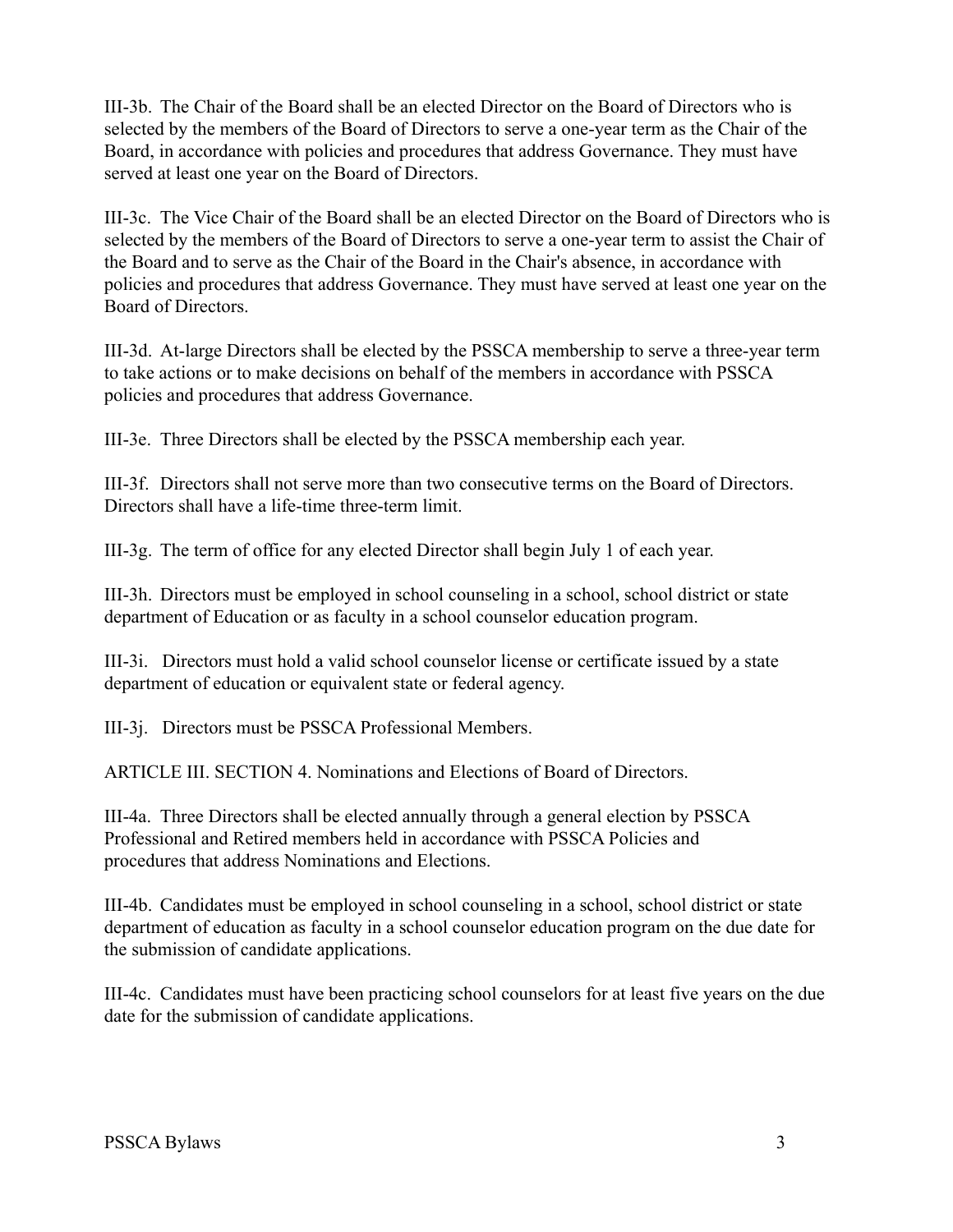III-3b. The Chair of the Board shall be an elected Director on the Board of Directors who is selected by the members of the Board of Directors to serve a one-year term as the Chair of the Board, in accordance with policies and procedures that address Governance. They must have served at least one year on the Board of Directors.

III-3c. The Vice Chair of the Board shall be an elected Director on the Board of Directors who is selected by the members of the Board of Directors to serve a one-year term to assist the Chair of the Board and to serve as the Chair of the Board in the Chair's absence, in accordance with policies and procedures that address Governance. They must have served at least one year on the Board of Directors.

III-3d. At-large Directors shall be elected by the PSSCA membership to serve a three-year term to take actions or to make decisions on behalf of the members in accordance with PSSCA policies and procedures that address Governance.

III-3e. Three Directors shall be elected by the PSSCA membership each year.

III-3f. Directors shall not serve more than two consecutive terms on the Board of Directors. Directors shall have a life-time three-term limit.

III-3g. The term of office for any elected Director shall begin July 1 of each year.

III-3h. Directors must be employed in school counseling in a school, school district or state department of Education or as faculty in a school counselor education program.

III-3i. Directors must hold a valid school counselor license or certificate issued by a state department of education or equivalent state or federal agency.

III-3j. Directors must be PSSCA Professional Members.

ARTICLE III. SECTION 4. Nominations and Elections of Board of Directors.

III-4a. Three Directors shall be elected annually through a general election by PSSCA Professional and Retired members held in accordance with PSSCA Policies and procedures that address Nominations and Elections.

III-4b. Candidates must be employed in school counseling in a school, school district or state department of education as faculty in a school counselor education program on the due date for the submission of candidate applications.

III-4c. Candidates must have been practicing school counselors for at least five years on the due date for the submission of candidate applications.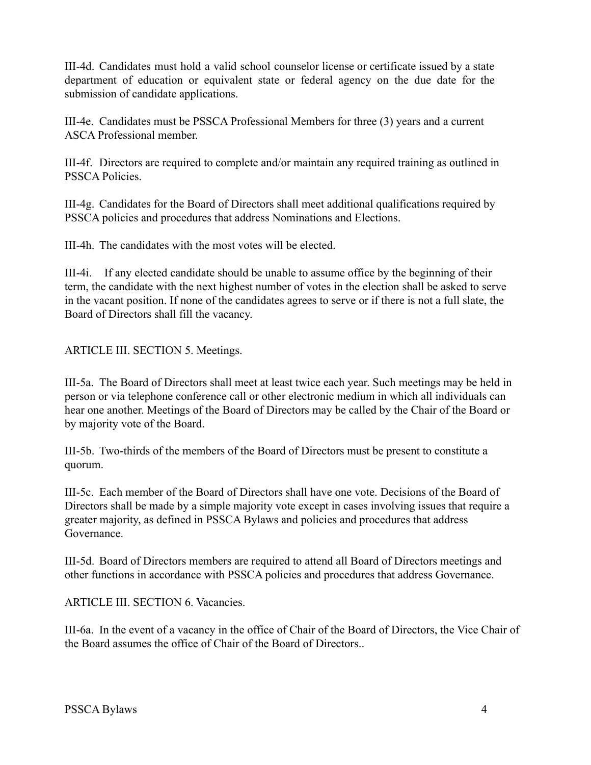III-4d. Candidates must hold a valid school counselor license or certificate issued by a state department of education or equivalent state or federal agency on the due date for the submission of candidate applications.

III-4e. Candidates must be PSSCA Professional Members for three (3) years and a current ASCA Professional member.

III-4f. Directors are required to complete and/or maintain any required training as outlined in PSSCA Policies.

III-4g. Candidates for the Board of Directors shall meet additional qualifications required by PSSCA policies and procedures that address Nominations and Elections.

III-4h. The candidates with the most votes will be elected.

III-4i. If any elected candidate should be unable to assume office by the beginning of their term, the candidate with the next highest number of votes in the election shall be asked to serve in the vacant position. If none of the candidates agrees to serve or if there is not a full slate, the Board of Directors shall fill the vacancy.

## ARTICLE III. SECTION 5. Meetings.

III-5a. The Board of Directors shall meet at least twice each year. Such meetings may be held in person or via telephone conference call or other electronic medium in which all individuals can hear one another. Meetings of the Board of Directors may be called by the Chair of the Board or by majority vote of the Board.

III-5b. Two-thirds of the members of the Board of Directors must be present to constitute a quorum.

III-5c. Each member of the Board of Directors shall have one vote. Decisions of the Board of Directors shall be made by a simple majority vote except in cases involving issues that require a greater majority, as defined in PSSCA Bylaws and policies and procedures that address Governance.

III-5d. Board of Directors members are required to attend all Board of Directors meetings and other functions in accordance with PSSCA policies and procedures that address Governance.

## ARTICLE III. SECTION 6. Vacancies.

III-6a. In the event of a vacancy in the office of Chair of the Board of Directors, the Vice Chair of the Board assumes the office of Chair of the Board of Directors..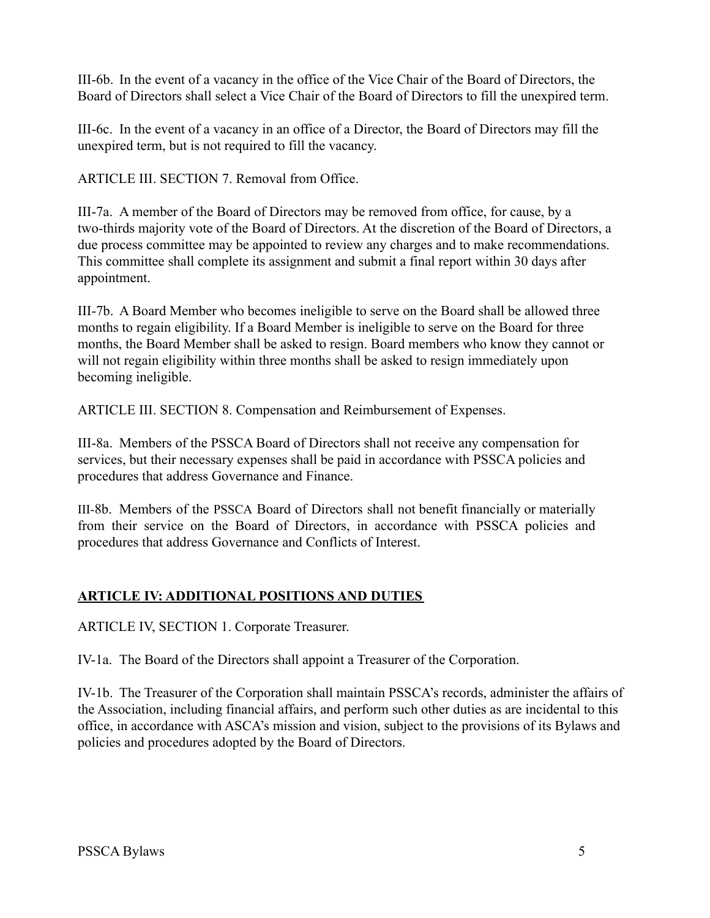III-6b. In the event of a vacancy in the office of the Vice Chair of the Board of Directors, the Board of Directors shall select a Vice Chair of the Board of Directors to fill the unexpired term.

III-6c. In the event of a vacancy in an office of a Director, the Board of Directors may fill the unexpired term, but is not required to fill the vacancy.

ARTICLE III. SECTION 7. Removal from Office.

III-7a. A member of the Board of Directors may be removed from office, for cause, by a two-thirds majority vote of the Board of Directors. At the discretion of the Board of Directors, a due process committee may be appointed to review any charges and to make recommendations. This committee shall complete its assignment and submit a final report within 30 days after appointment.

III-7b. A Board Member who becomes ineligible to serve on the Board shall be allowed three months to regain eligibility. If a Board Member is ineligible to serve on the Board for three months, the Board Member shall be asked to resign. Board members who know they cannot or will not regain eligibility within three months shall be asked to resign immediately upon becoming ineligible.

ARTICLE III. SECTION 8. Compensation and Reimbursement of Expenses.

III-8a. Members of the PSSCA Board of Directors shall not receive any compensation for services, but their necessary expenses shall be paid in accordance with PSSCA policies and procedures that address Governance and Finance.

III-8b. Members of the PSSCA Board of Directors shall not benefit financially or materially from their service on the Board of Directors, in accordance with PSSCA policies and procedures that address Governance and Conflicts of Interest.

## ARTICLE IV: ADDITIONAL POSITIONS AND DUTIES

ARTICLE IV, SECTION 1. Corporate Treasurer.

IV-1a. The Board of the Directors shall appoint a Treasurer of the Corporation.

IV-1b. The Treasurer of the Corporation shall maintain PSSCA's records, administer the affairs of the Association, including financial affairs, and perform such other duties as are incidental to this office, in accordance with ASCA's mission and vision, subject to the provisions of its Bylaws and policies and procedures adopted by the Board of Directors.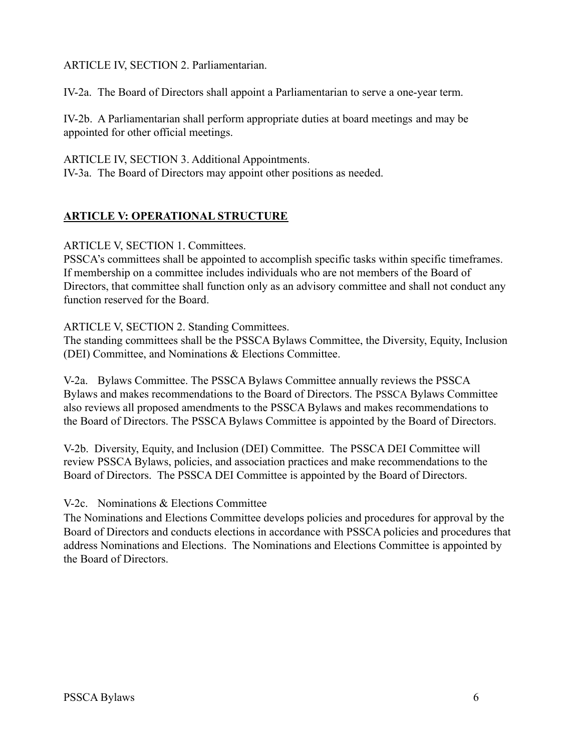ARTICLE IV, SECTION 2. Parliamentarian.

IV-2a. The Board of Directors shall appoint a Parliamentarian to serve a one-year term.

IV-2b. A Parliamentarian shall perform appropriate duties at board meetings and may be appointed for other official meetings.

ARTICLE IV, SECTION 3. Additional Appointments.
IV-3a. The Board of Directors may appoint other positions as needed.

## ARTICLE V: OPERATIONAL STRUCTURE

ARTICLE V, SECTION 1. Committees.
PSSCA's committees shall be appointed to accomplish specific tasks within specific timeframes. If membership on a committee includes individuals who are not members of the Board of Directors, that committee shall function only as an advisory committee and shall not conduct any function reserved for the Board.

ARTICLE V, SECTION 2. Standing Committees.
The standing committees shall be the PSSCA Bylaws Committee, the Diversity, Equity, Inclusion (DEI) Committee, and Nominations & Elections Committee.

V-2a. Bylaws Committee. The PSSCA Bylaws Committee annually reviews the PSSCA Bylaws and makes recommendations to the Board of Directors. The PSSCA Bylaws Committee also reviews all proposed amendments to the PSSCA Bylaws and makes recommendations to the Board of Directors. The PSSCA Bylaws Committee is appointed by the Board of Directors.

V-2b. Diversity, Equity, and Inclusion (DEI) Committee. The PSSCA DEI Committee will review PSSCA Bylaws, policies, and association practices and make recommendations to the Board of Directors. The PSSCA DEI Committee is appointed by the Board of Directors.

V-2c. Nominations & Elections Committee
The Nominations and Elections Committee develops policies and procedures for approval by the Board of Directors and conducts elections in accordance with PSSCA policies and procedures that address Nominations and Elections. The Nominations and Elections Committee is appointed by the Board of Directors.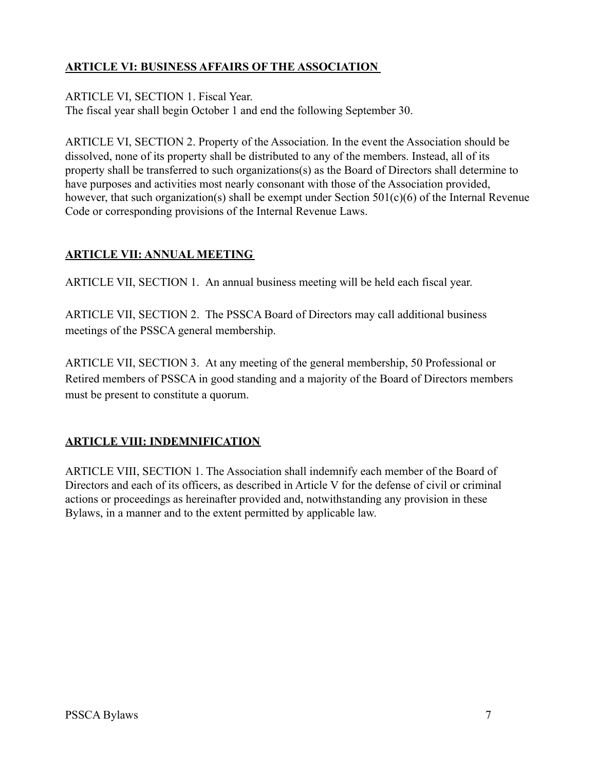## ARTICLE VI: BUSINESS AFFAIRS OF THE ASSOCIATION

ARTICLE VI, SECTION 1. Fiscal Year.
The fiscal year shall begin October 1 and end the following September 30.

ARTICLE VI, SECTION 2. Property of the Association. In the event the Association should be dissolved, none of its property shall be distributed to any of the members. Instead, all of its property shall be transferred to such organizations(s) as the Board of Directors shall determine to have purposes and activities most nearly consonant with those of the Association provided, however, that such organization(s) shall be exempt under Section 501(c)(6) of the Internal Revenue Code or corresponding provisions of the Internal Revenue Laws.

## ARTICLE VII: ANNUAL MEETING

ARTICLE VII, SECTION 1. An annual business meeting will be held each fiscal year.

ARTICLE VII, SECTION 2. The PSSCA Board of Directors may call additional business meetings of the PSSCA general membership.

ARTICLE VII, SECTION 3. At any meeting of the general membership, 50 Professional or Retired members of PSSCA in good standing and a majority of the Board of Directors members must be present to constitute a quorum.

## ARTICLE VIII: INDEMNIFICATION

ARTICLE VIII, SECTION 1. The Association shall indemnify each member of the Board of Directors and each of its officers, as described in Article V for the defense of civil or criminal actions or proceedings as hereinafter provided and, notwithstanding any provision in these Bylaws, in a manner and to the extent permitted by applicable law.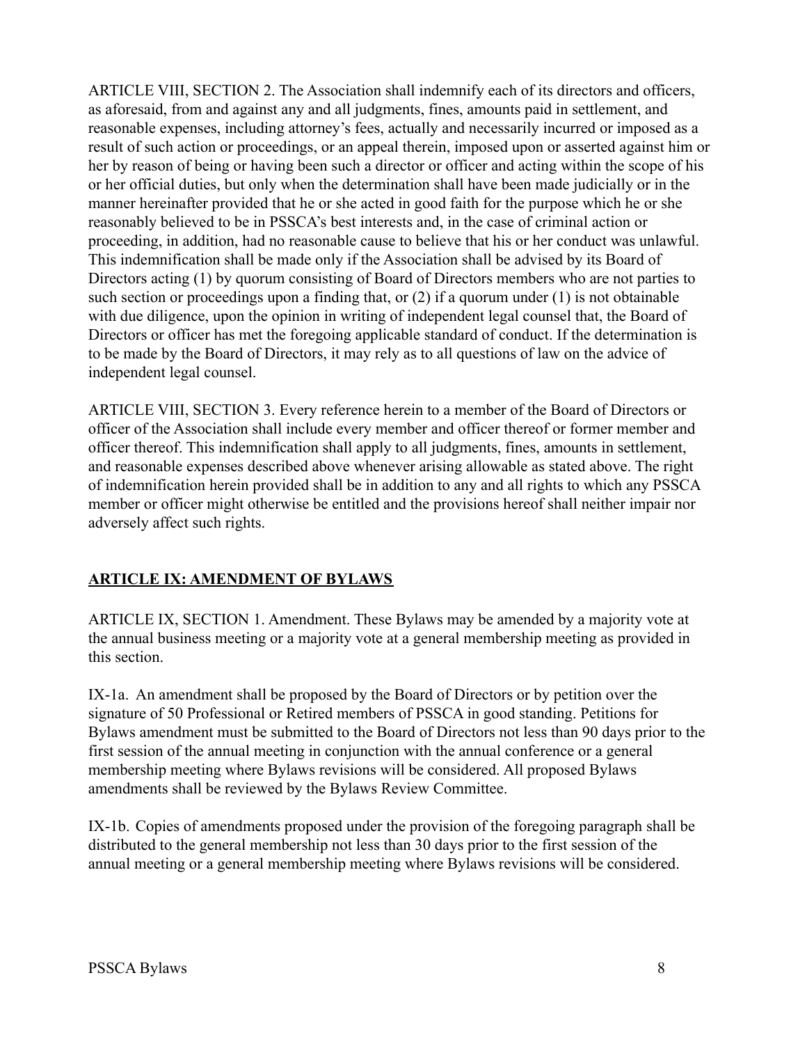ARTICLE VIII, SECTION 2. The Association shall indemnify each of its directors and officers, as aforesaid, from and against any and all judgments, fines, amounts paid in settlement, and reasonable expenses, including attorney's fees, actually and necessarily incurred or imposed as a result of such action or proceedings, or an appeal therein, imposed upon or asserted against him or her by reason of being or having been such a director or officer and acting within the scope of his or her official duties, but only when the determination shall have been made judicially or in the manner hereinafter provided that he or she acted in good faith for the purpose which he or she reasonably believed to be in PSSCA's best interests and, in the case of criminal action or proceeding, in addition, had no reasonable cause to believe that his or her conduct was unlawful. This indemnification shall be made only if the Association shall be advised by its Board of Directors acting (1) by quorum consisting of Board of Directors members who are not parties to such section or proceedings upon a finding that, or (2) if a quorum under (1) is not obtainable with due diligence, upon the opinion in writing of independent legal counsel that, the Board of Directors or officer has met the foregoing applicable standard of conduct. If the determination is to be made by the Board of Directors, it may rely as to all questions of law on the advice of independent legal counsel.

ARTICLE VIII, SECTION 3. Every reference herein to a member of the Board of Directors or officer of the Association shall include every member and officer thereof or former member and officer thereof. This indemnification shall apply to all judgments, fines, amounts in settlement, and reasonable expenses described above whenever arising allowable as stated above. The right of indemnification herein provided shall be in addition to any and all rights to which any PSSCA member or officer might otherwise be entitled and the provisions hereof shall neither impair nor adversely affect such rights.

## ARTICLE IX: AMENDMENT OF BYLAWS

ARTICLE IX, SECTION 1. Amendment. These Bylaws may be amended by a majority vote at the annual business meeting or a majority vote at a general membership meeting as provided in this section.

IX-1a. An amendment shall be proposed by the Board of Directors or by petition over the signature of 50 Professional or Retired members of PSSCA in good standing. Petitions for Bylaws amendment must be submitted to the Board of Directors not less than 90 days prior to the first session of the annual meeting in conjunction with the annual conference or a general membership meeting where Bylaws revisions will be considered. All proposed Bylaws amendments shall be reviewed by the Bylaws Review Committee.

IX-1b. Copies of amendments proposed under the provision of the foregoing paragraph shall be distributed to the general membership not less than 30 days prior to the first session of the annual meeting or a general membership meeting where Bylaws revisions will be considered.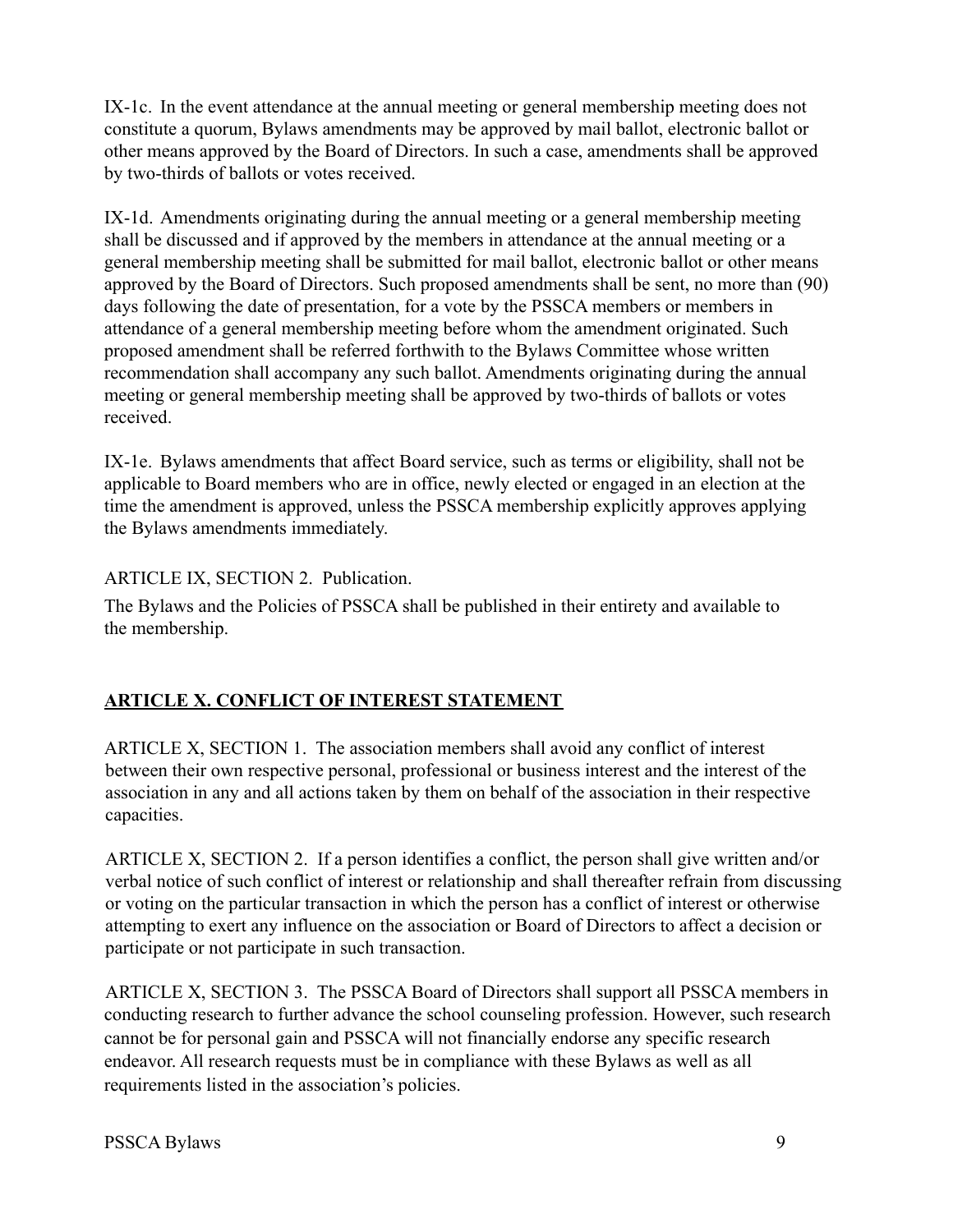IX-1c. In the event attendance at the annual meeting or general membership meeting does not constitute a quorum, Bylaws amendments may be approved by mail ballot, electronic ballot or other means approved by the Board of Directors. In such a case, amendments shall be approved by two-thirds of ballots or votes received.

IX-1d. Amendments originating during the annual meeting or a general membership meeting shall be discussed and if approved by the members in attendance at the annual meeting or a general membership meeting shall be submitted for mail ballot, electronic ballot or other means approved by the Board of Directors. Such proposed amendments shall be sent, no more than (90) days following the date of presentation, for a vote by the PSSCA members or members in attendance of a general membership meeting before whom the amendment originated. Such proposed amendment shall be referred forthwith to the Bylaws Committee whose written recommendation shall accompany any such ballot. Amendments originating during the annual meeting or general membership meeting shall be approved by two-thirds of ballots or votes received.

IX-1e. Bylaws amendments that affect Board service, such as terms or eligibility, shall not be applicable to Board members who are in office, newly elected or engaged in an election at the time the amendment is approved, unless the PSSCA membership explicitly approves applying the Bylaws amendments immediately.

ARTICLE IX, SECTION 2. Publication.

The Bylaws and the Policies of PSSCA shall be published in their entirety and available to the membership.

## ARTICLE X. CONFLICT OF INTEREST STATEMENT

ARTICLE X, SECTION 1. The association members shall avoid any conflict of interest between their own respective personal, professional or business interest and the interest of the association in any and all actions taken by them on behalf of the association in their respective capacities.

ARTICLE X, SECTION 2. If a person identifies a conflict, the person shall give written and/or verbal notice of such conflict of interest or relationship and shall thereafter refrain from discussing or voting on the particular transaction in which the person has a conflict of interest or otherwise attempting to exert any influence on the association or Board of Directors to affect a decision or participate or not participate in such transaction.

ARTICLE X, SECTION 3. The PSSCA Board of Directors shall support all PSSCA members in conducting research to further advance the school counseling profession. However, such research cannot be for personal gain and PSSCA will not financially endorse any specific research endeavor. All research requests must be in compliance with these Bylaws as well as all requirements listed in the association's policies.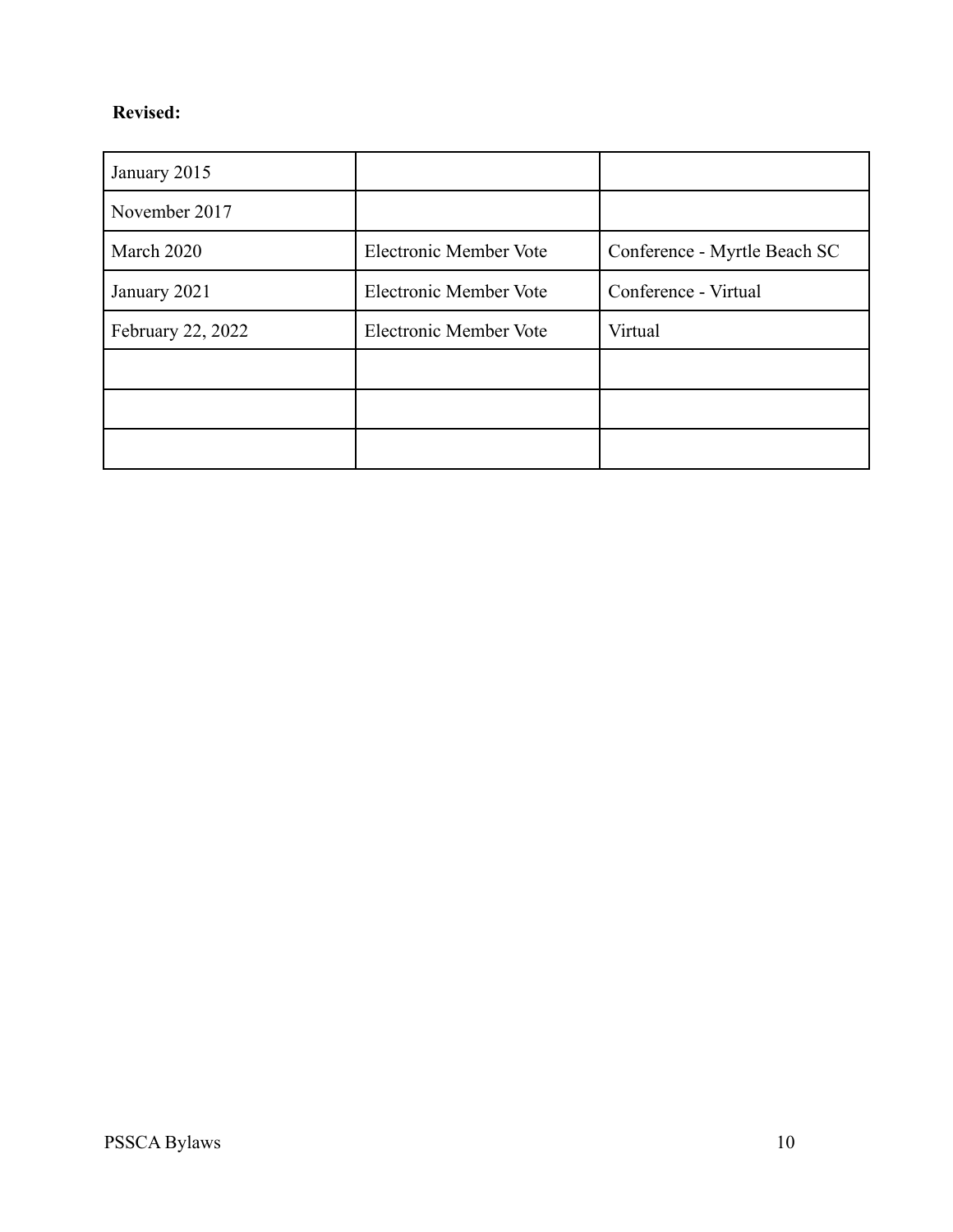**Revised:**

| | | |
|---|---|---|
| January 2015 | | |
| November 2017 | | |
| March 2020 | Electronic Member Vote | Conference - Myrtle Beach SC |
| January 2021 | Electronic Member Vote | Conference - Virtual |
| February 22, 2022 | Electronic Member Vote | Virtual |
| | | |
| | | |
| | | |